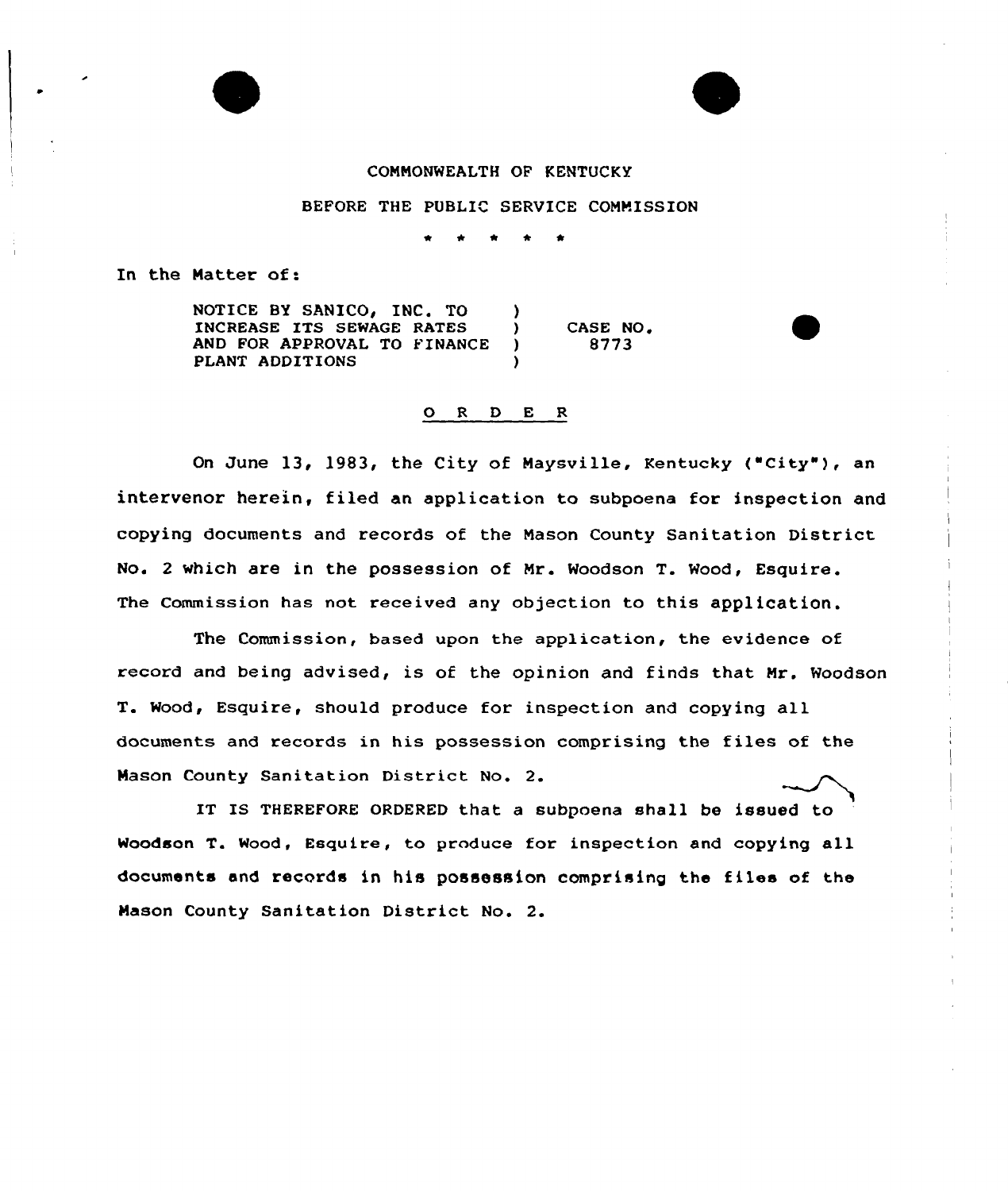COMMONWEALTH OF KENTUCKY

BEFORE THE PUBLIC SERVICE COMMISSION

\* \* \* \* \*

In the Matter of:

NOTICE BY SANICO, INC. TO INCREASE ITS SEWAGE RATES AND FOR APPROVAL TO FINANCE PLANT ADDITIONS ) CASE NO. 8773

## O R D E R

On June 13, 1983, the City of Maysville, Kentucky ("City"), an intervenor herein, filed an application to subpoena for inspection and copying documents and records of the Mason County Sanitation District No. 2 which are in the possession of Mr. Woodson T. Wood, Esquire. The Commission has not received any objection to this application.

The Commission, based upon the application, the evidence of record and being advised, is of the opinion and finds that Mr. Woodson T. Wood, Esquire, should produce for inspection and copying all documents and records in his possession comprising the files of the Mason County Sanitation District No. 2.

IT IS THEREFORE ORDERED that a subpoena shall be issued to Woodson T. Wood, Esquire, to produce for inspection and copying all documents and records in his possession comprising the files of the Mason County Sanitation District No. 2.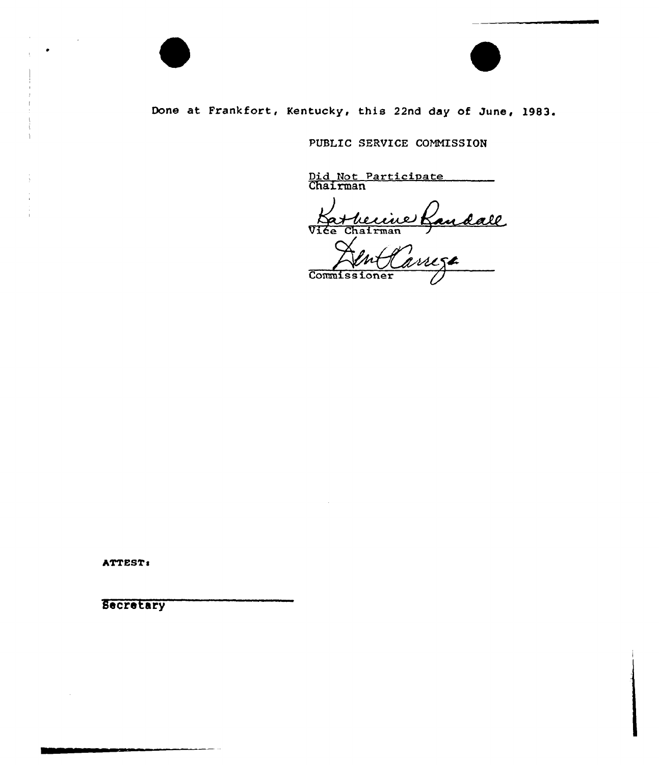Done at Frankfort, Kentucky, this 22nd day of June, 1983.

PUBLIC SERVICE COMMISSION

Did Not Participate
Chairman

Katherine Randall
Vice Chairman

Commissioner

ATTEST:

Secretary